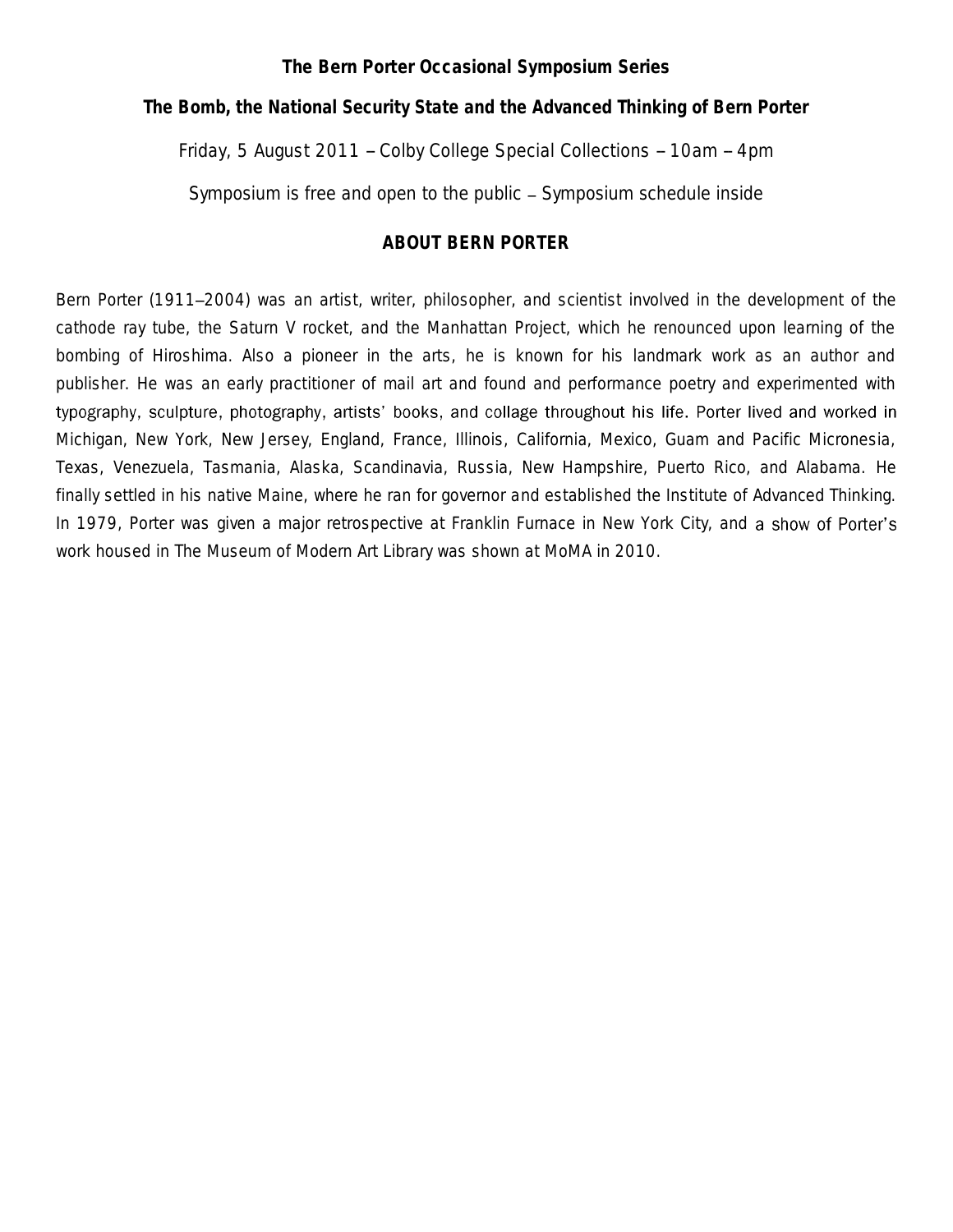**The Bern Porter Occasional Symposium Series**

**The Bomb, the National Security State and the Advanced Thinking of Bern Porter**

Friday, 5 August 2011 – Colby College Special Collections – 10am – 4pm

Symposium is free and open to the public – Symposium schedule inside

## ABOUT BERN PORTER

Bern Porter (1911–2004) was an artist, writer, philosopher, and scientist involved in the development of the cathode ray tube, the Saturn V rocket, and the Manhattan Project, which he renounced upon learning of the bombing of Hiroshima. Also a pioneer in the arts, he is known for his landmark work as an author and publisher. He was an early practitioner of mail art and found and performance poetry and experimented with typography, sculpture, photography, artists' books, and collage throughout his life. Porter lived and worked in Michigan, New York, New Jersey, England, France, Illinois, California, Mexico, Guam and Pacific Micronesia, Texas, Venezuela, Tasmania, Alaska, Scandinavia, Russia, New Hampshire, Puerto Rico, and Alabama. He finally settled in his native Maine, where he ran for governor and established the Institute of Advanced Thinking. In 1979, Porter was given a major retrospective at Franklin Furnace in New York City, and a show of Porter's work housed in The Museum of Modern Art Library was shown at MoMA in 2010.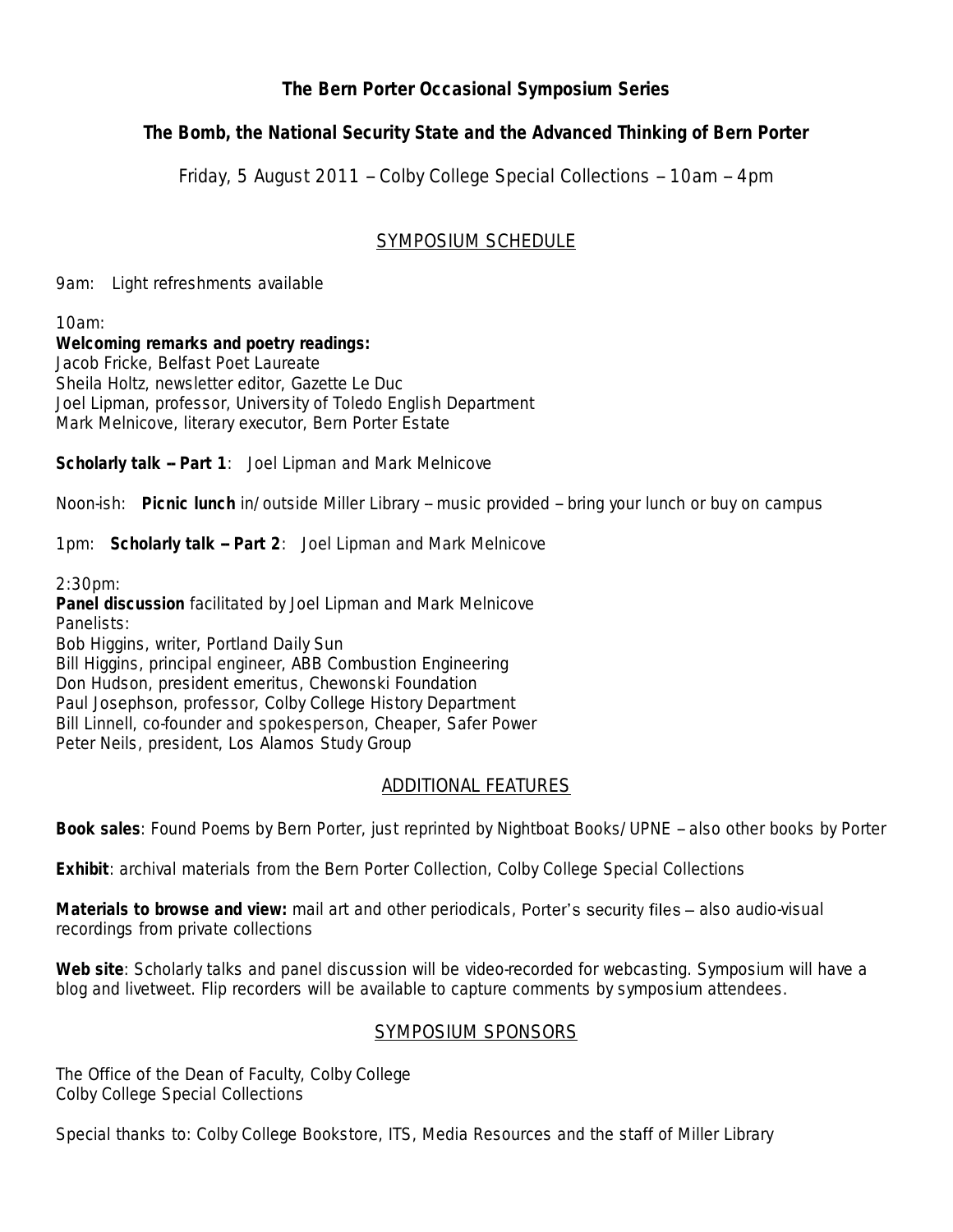**The Bern Porter Occasional Symposium Series**

**The Bomb, the National Security State and the Advanced Thinking of Bern Porter**

Friday, 5 August 2011 – Colby College Special Collections – 10am – 4pm

## SYMPOSIUM SCHEDULE

9am: Light refreshments available

10am:
**Welcoming remarks and poetry readings:**
Jacob Fricke, Belfast Poet Laureate
Sheila Holtz, newsletter editor, Gazette Le Duc
Joel Lipman, professor, University of Toledo English Department
Mark Melnicove, literary executor, Bern Porter Estate

**Scholarly talk – Part 1**: Joel Lipman and Mark Melnicove

Noon-ish: **Picnic lunch** in/outside Miller Library – music provided – bring your lunch or buy on campus

1pm: **Scholarly talk – Part 2**: Joel Lipman and Mark Melnicove

2:30pm:
**Panel discussion** facilitated by Joel Lipman and Mark Melnicove
Panelists:
Bob Higgins, writer, Portland Daily Sun
Bill Higgins, principal engineer, ABB Combustion Engineering
Don Hudson, president emeritus, Chewonski Foundation
Paul Josephson, professor, Colby College History Department
Bill Linnell, co-founder and spokesperson, Cheaper, Safer Power
Peter Neils, president, Los Alamos Study Group

## ADDITIONAL FEATURES

**Book sales**: Found Poems by Bern Porter, just reprinted by Nightboat Books/UPNE – also other books by Porter

**Exhibit**: archival materials from the Bern Porter Collection, Colby College Special Collections

**Materials to browse and view:** mail art and other periodicals, Porter's security files – also audio-visual recordings from private collections

**Web site**: Scholarly talks and panel discussion will be video-recorded for webcasting. Symposium will have a blog and livetweet. Flip recorders will be available to capture comments by symposium attendees.

## SYMPOSIUM SPONSORS

The Office of the Dean of Faculty, Colby College
Colby College Special Collections

Special thanks to: Colby College Bookstore, ITS, Media Resources and the staff of Miller Library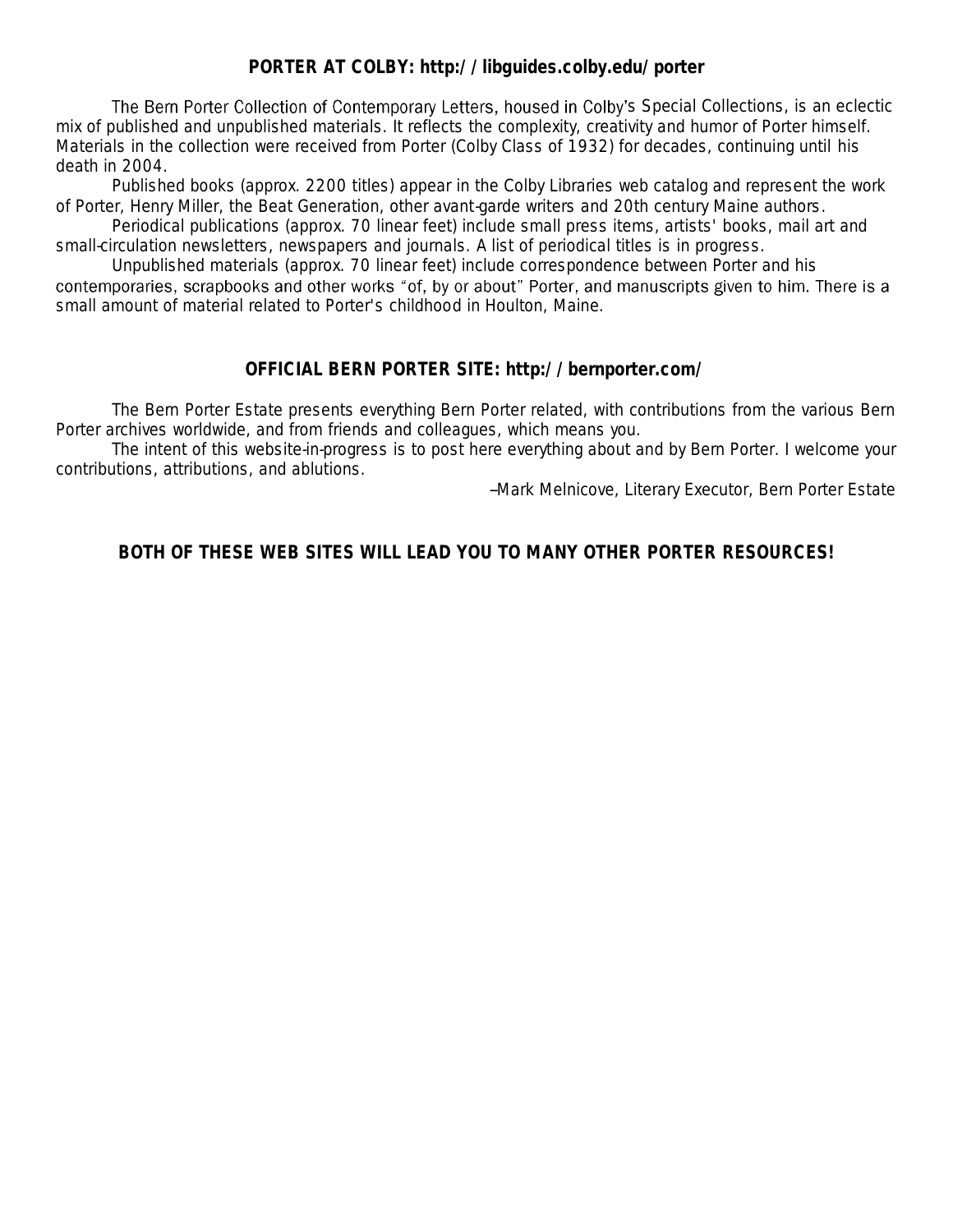## PORTER AT COLBY: http://libguides.colby.edu/porter

The Bern Porter Collection of Contemporary Letters, housed in Colby's Special Collections, is an eclectic mix of published and unpublished materials. It reflects the complexity, creativity and humor of Porter himself. Materials in the collection were received from Porter (Colby Class of 1932) for decades, continuing until his death in 2004.

Published books (approx. 2200 titles) appear in the Colby Libraries web catalog and represent the work of Porter, Henry Miller, the Beat Generation, other avant-garde writers and 20th century Maine authors.

Periodical publications (approx. 70 linear feet) include small press items, artists' books, mail art and small-circulation newsletters, newspapers and journals. A list of periodical titles is in progress.

Unpublished materials (approx. 70 linear feet) include correspondence between Porter and his contemporaries, scrapbooks and other works "of, by or about" Porter, and manuscripts given to him. There is a small amount of material related to Porter's childhood in Houlton, Maine.

## OFFICIAL BERN PORTER SITE: http://bernporter.com/

The Bern Porter Estate presents everything Bern Porter related, with contributions from the various Bern Porter archives worldwide, and from friends and colleagues, which means you.

The intent of this website-in-progress is to post here everything about and by Bern Porter. I welcome your contributions, attributions, and ablutions.

–Mark Melnicove, Literary Executor, Bern Porter Estate

**BOTH OF THESE WEB SITES WILL LEAD YOU TO MANY OTHER PORTER RESOURCES!**